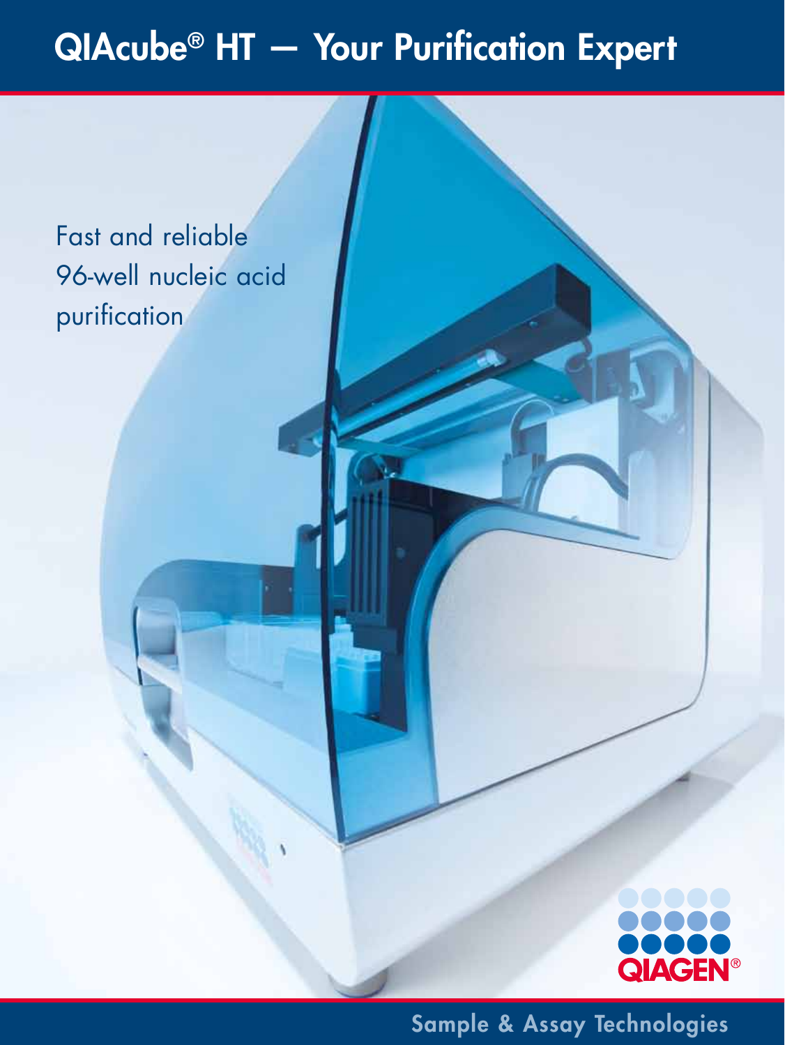# QIAcube® HT — Your Purification Expert

Fast and reliable 96-well nucleic acid purification

QIAGEN®

Sample & Assay Technologies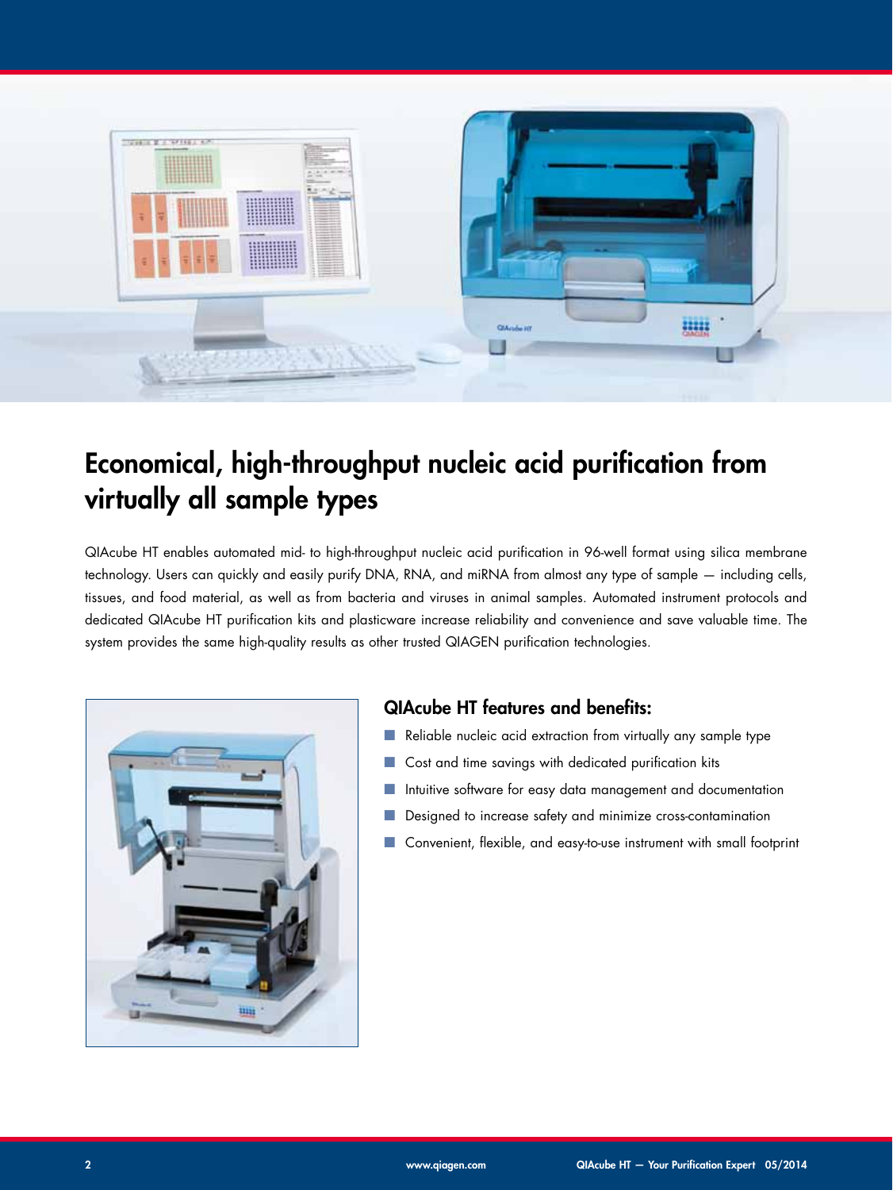# Economical, high-throughput nucleic acid purification from virtually all sample types

QIAcube HT enables automated mid- to high-throughput nucleic acid purification in 96-well format using silica membrane technology. Users can quickly and easily purify DNA, RNA, and miRNA from almost any type of sample — including cells, tissues, and food material, as well as from bacteria and viruses in animal samples. Automated instrument protocols and dedicated QIAcube HT purification kits and plasticware increase reliability and convenience and save valuable time. The system provides the same high-quality results as other trusted QIAGEN purification technologies.

## QIAcube HT features and benefits:

- Reliable nucleic acid extraction from virtually any sample type
- Cost and time savings with dedicated purification kits
- Intuitive software for easy data management and documentation
- Designed to increase safety and minimize cross-contamination
- Convenient, flexible, and easy-to-use instrument with small footprint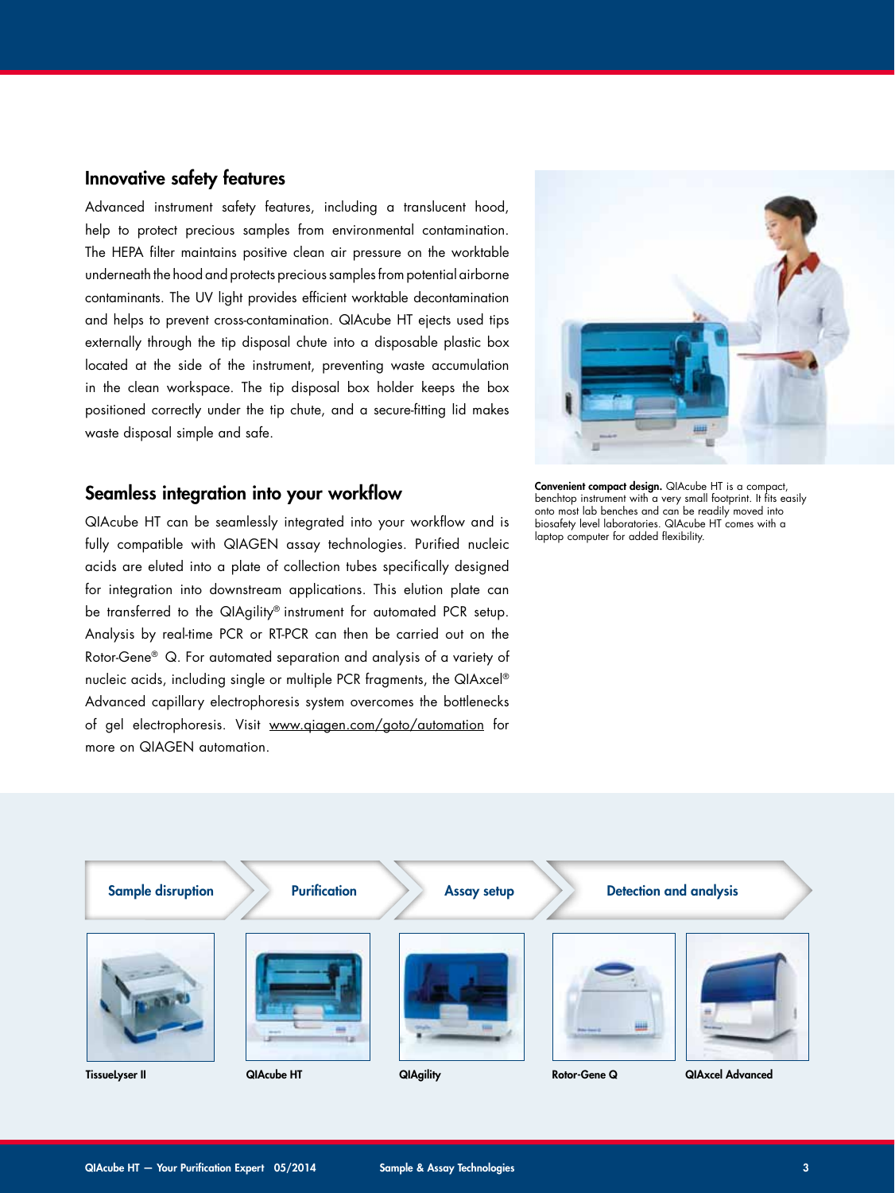## Innovative safety features

Advanced instrument safety features, including a translucent hood, help to protect precious samples from environmental contamination. The HEPA filter maintains positive clean air pressure on the worktable underneath the hood and protects precious samples from potential airborne contaminants. The UV light provides efficient worktable decontamination and helps to prevent cross-contamination. QIAcube HT ejects used tips externally through the tip disposal chute into a disposable plastic box located at the side of the instrument, preventing waste accumulation in the clean workspace. The tip disposal box holder keeps the box positioned correctly under the tip chute, and a secure-fitting lid makes waste disposal simple and safe.

**Convenient compact design.** QIAcube HT is a compact, benchtop instrument with a very small footprint. It fits easily onto most lab benches and can be readily moved into biosafety level laboratories. QIAcube HT comes with a laptop computer for added flexibility.

## Seamless integration into your workflow

QIAcube HT can be seamlessly integrated into your workflow and is fully compatible with QIAGEN assay technologies. Purified nucleic acids are eluted into a plate of collection tubes specifically designed for integration into downstream applications. This elution plate can be transferred to the QIAgility® instrument for automated PCR setup. Analysis by real-time PCR or RT-PCR can then be carried out on the Rotor-Gene® Q. For automated separation and analysis of a variety of nucleic acids, including single or multiple PCR fragments, the QIAxcel® Advanced capillary electrophoresis system overcomes the bottlenecks of gel electrophoresis. Visit www.qiagen.com/goto/automation for more on QIAGEN automation.

| Sample disruption | Purification | Assay setup | Detection and analysis | |
|---|---|---|---|---|
| TissueLyser II | QIAcube HT | QIAgility | Rotor-Gene Q | QIAxcel Advanced |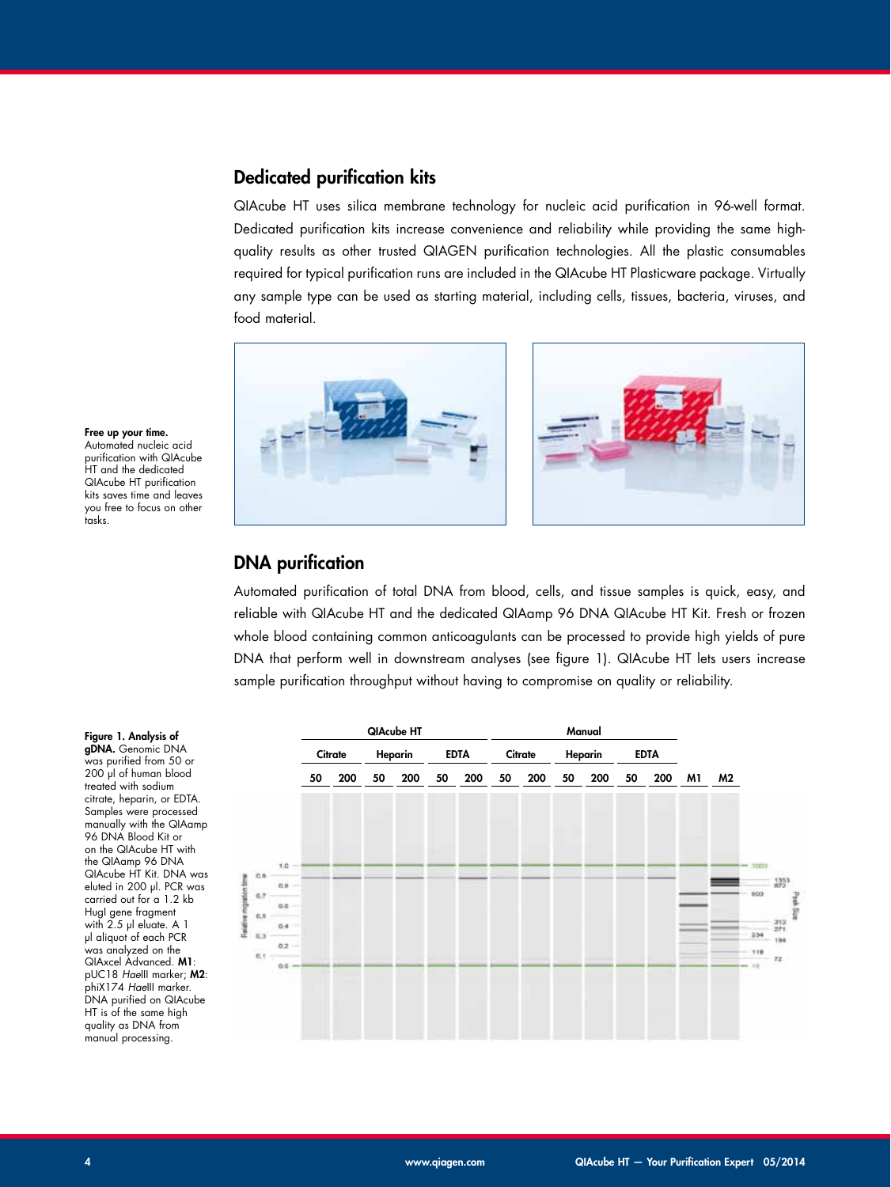## Dedicated purification kits

QIAcube HT uses silica membrane technology for nucleic acid purification in 96-well format. Dedicated purification kits increase convenience and reliability while providing the same high-quality results as other trusted QIAGEN purification technologies. All the plastic consumables required for typical purification runs are included in the QIAcube HT Plasticware package. Virtually any sample type can be used as starting material, including cells, tissues, bacteria, viruses, and food material.

**Free up your time.** Automated nucleic acid purification with QIAcube HT and the dedicated QIAcube HT purification kits saves time and leaves you free to focus on other tasks.

## DNA purification

Automated purification of total DNA from blood, cells, and tissue samples is quick, easy, and reliable with QIAcube HT and the dedicated QIAamp 96 DNA QIAcube HT Kit. Fresh or frozen whole blood containing common anticoagulants can be processed to provide high yields of pure DNA that perform well in downstream analyses (see figure 1). QIAcube HT lets users increase sample purification throughput without having to compromise on quality or reliability.

**Figure 1. Analysis of gDNA.** Genomic DNA was purified from 50 or 200 µl of human blood treated with sodium citrate, heparin, or EDTA. Samples were processed manually with the QIAamp 96 DNA Blood Kit or on the QIAcube HT with the QIAamp 96 DNA QIAcube HT Kit. DNA was eluted in 200 µl. PCR was carried out for a 1.2 kb HugI gene fragment with 2.5 µl eluate. A 1 µl aliquot of each PCR was analyzed on the QIAxcel Advanced. **M1**: pUC18 *Hae*III marker; **M2**: phiX174 *Hae*III marker. DNA purified on QIAcube HT is of the same high quality as DNA from manual processing.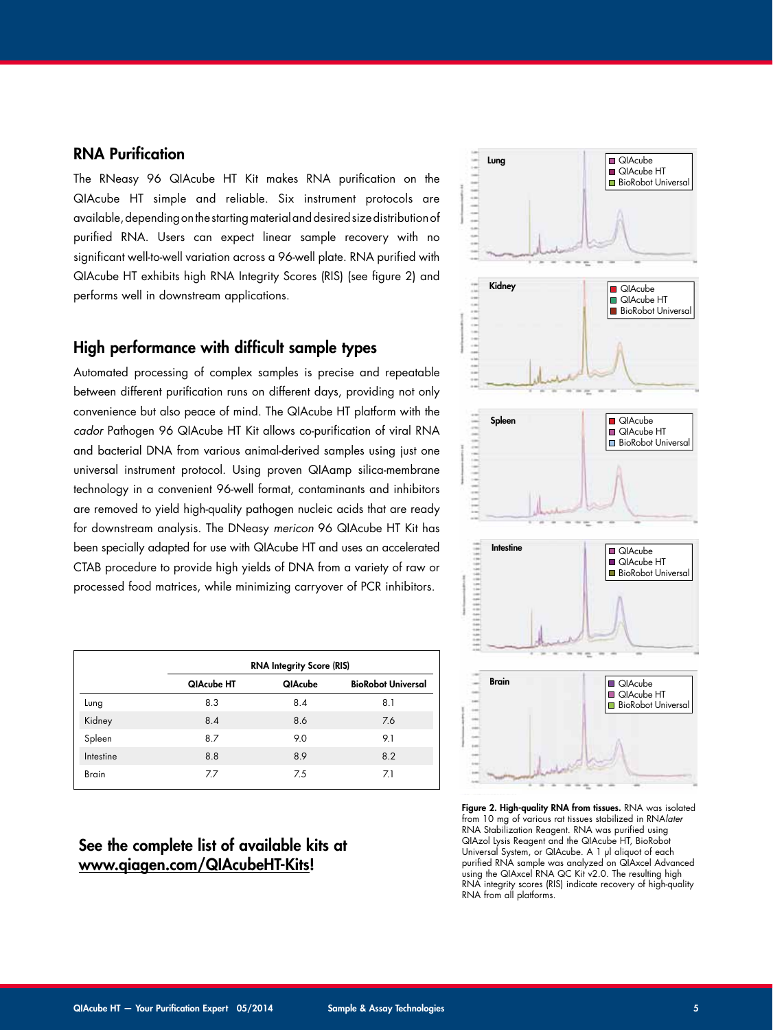## RNA Purification

The RNeasy 96 QIAcube HT Kit makes RNA purification on the QIAcube HT simple and reliable. Six instrument protocols are available, depending on the starting material and desired size distribution of purified RNA. Users can expect linear sample recovery with no significant well-to-well variation across a 96-well plate. RNA purified with QIAcube HT exhibits high RNA Integrity Scores (RIS) (see figure 2) and performs well in downstream applications.

## High performance with difficult sample types

Automated processing of complex samples is precise and repeatable between different purification runs on different days, providing not only convenience but also peace of mind. The QIAcube HT platform with the *cador* Pathogen 96 QIAcube HT Kit allows co-purification of viral RNA and bacterial DNA from various animal-derived samples using just one universal instrument protocol. Using proven QIAamp silica-membrane technology in a convenient 96-well format, contaminants and inhibitors are removed to yield high-quality pathogen nucleic acids that are ready for downstream analysis. The DNeasy *mericon* 96 QIAcube HT Kit has been specially adapted for use with QIAcube HT and uses an accelerated CTAB procedure to provide high yields of DNA from a variety of raw or processed food matrices, while minimizing carryover of PCR inhibitors.

| | RNA Integrity Score (RIS) | | |
|---|---|---|---|
| | QIAcube HT | QIAcube | BioRobot Universal |
| Lung | 8.3 | 8.4 | 8.1 |
| Kidney | 8.4 | 8.6 | 7.6 |
| Spleen | 8.7 | 9.0 | 9.1 |
| Intestine | 8.8 | 8.9 | 8.2 |
| Brain | 7.7 | 7.5 | 7.1 |

**Figure 2. High-quality RNA from tissues.** RNA was isolated from 10 mg of various rat tissues stabilized in RNA*later* RNA Stabilization Reagent. RNA was purified using QIAzol Lysis Reagent and the QIAcube HT, BioRobot Universal System, or QIAcube. A 1 µl aliquot of each purified RNA sample was analyzed on QIAxcel Advanced using the QIAxcel RNA QC Kit v2.0. The resulting high RNA integrity scores (RIS) indicate recovery of high-quality RNA from all platforms.

## See the complete list of available kits at www.qiagen.com/QIAcubeHT-Kits!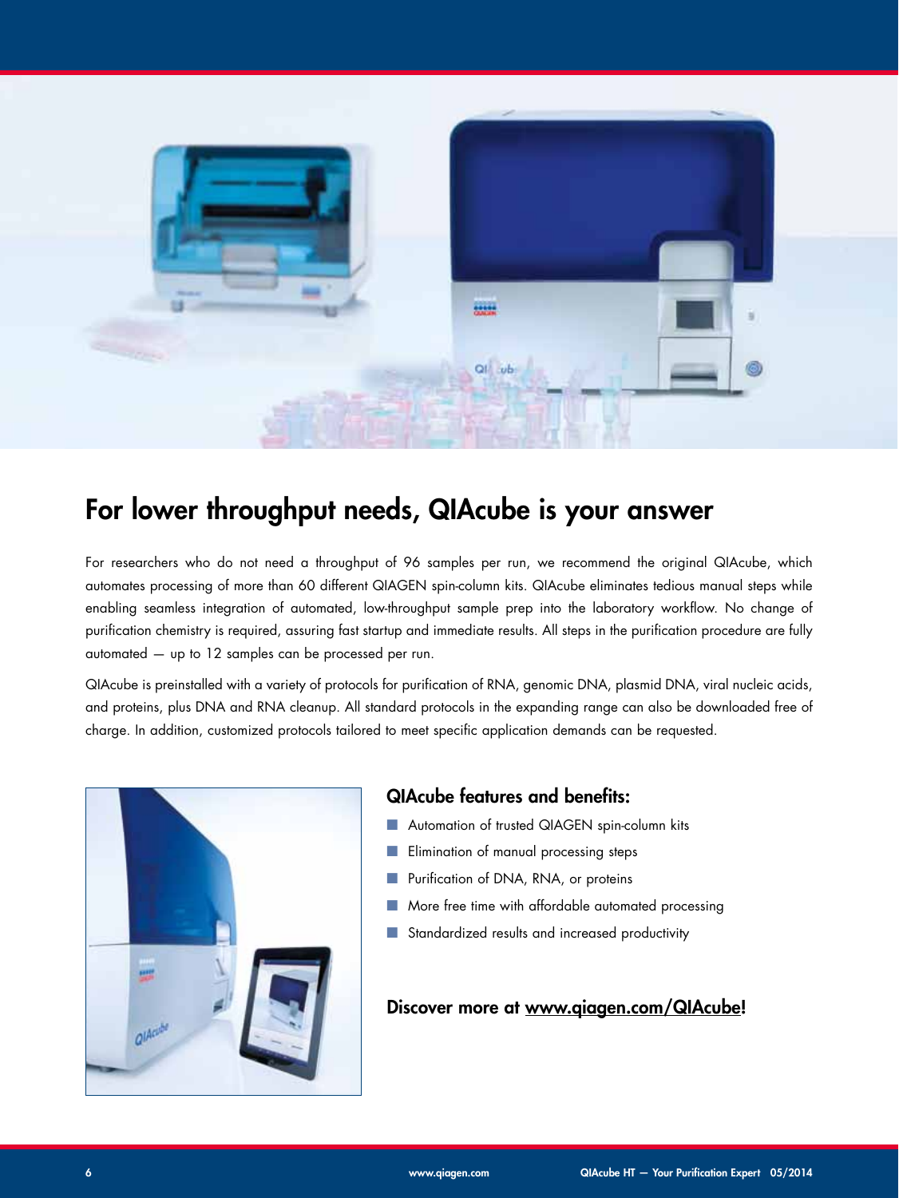# For lower throughput needs, QIAcube is your answer

For researchers who do not need a throughput of 96 samples per run, we recommend the original QIAcube, which automates processing of more than 60 different QIAGEN spin-column kits. QIAcube eliminates tedious manual steps while enabling seamless integration of automated, low-throughput sample prep into the laboratory workflow. No change of purification chemistry is required, assuring fast startup and immediate results. All steps in the purification procedure are fully automated — up to 12 samples can be processed per run.

QIAcube is preinstalled with a variety of protocols for purification of RNA, genomic DNA, plasmid DNA, viral nucleic acids, and proteins, plus DNA and RNA cleanup. All standard protocols in the expanding range can also be downloaded free of charge. In addition, customized protocols tailored to meet specific application demands can be requested.

## QIAcube features and benefits:

- Automation of trusted QIAGEN spin-column kits
- Elimination of manual processing steps
- Purification of DNA, RNA, or proteins
- More free time with affordable automated processing
- Standardized results and increased productivity

**Discover more at www.qiagen.com/QIAcube!**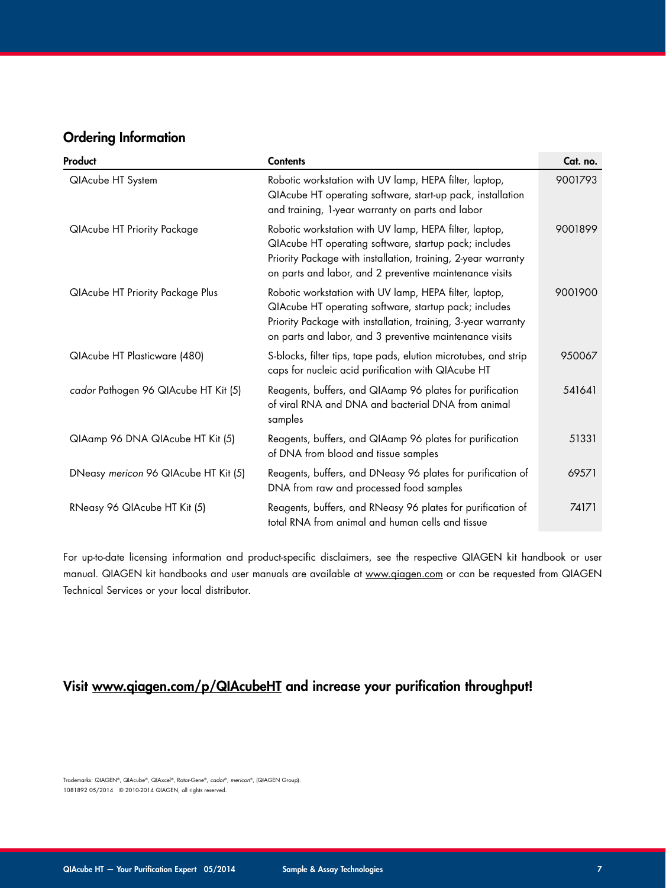## Ordering Information

| Product | Contents | Cat. no. |
|---|---|---|
| QIAcube HT System | Robotic workstation with UV lamp, HEPA filter, laptop, QIAcube HT operating software, start-up pack, installation and training, 1-year warranty on parts and labor | 9001793 |
| QIAcube HT Priority Package | Robotic workstation with UV lamp, HEPA filter, laptop, QIAcube HT operating software, startup pack; includes Priority Package with installation, training, 2-year warranty on parts and labor, and 2 preventive maintenance visits | 9001899 |
| QIAcube HT Priority Package Plus | Robotic workstation with UV lamp, HEPA filter, laptop, QIAcube HT operating software, startup pack; includes Priority Package with installation, training, 3-year warranty on parts and labor, and 3 preventive maintenance visits | 9001900 |
| QIAcube HT Plasticware (480) | S-blocks, filter tips, tape pads, elution microtubes, and strip caps for nucleic acid purification with QIAcube HT | 950067 |
| *cador* Pathogen 96 QIAcube HT Kit (5) | Reagents, buffers, and QIAamp 96 plates for purification of viral RNA and DNA and bacterial DNA from animal samples | 541641 |
| QIAamp 96 DNA QIAcube HT Kit (5) | Reagents, buffers, and QIAamp 96 plates for purification of DNA from blood and tissue samples | 51331 |
| DNeasy *mericon* 96 QIAcube HT Kit (5) | Reagents, buffers, and DNeasy 96 plates for purification of DNA from raw and processed food samples | 69571 |
| RNeasy 96 QIAcube HT Kit (5) | Reagents, buffers, and RNeasy 96 plates for purification of total RNA from animal and human cells and tissue | 74171 |

For up-to-date licensing information and product-specific disclaimers, see the respective QIAGEN kit handbook or user manual. QIAGEN kit handbooks and user manuals are available at www.qiagen.com or can be requested from QIAGEN Technical Services or your local distributor.

## Visit www.qiagen.com/p/QIAcubeHT and increase your purification throughput!

Trademarks: QIAGEN®, QIAcube®, QIAxcel®, Rotor-Gene®, *cador*®, *mericon*®, (QIAGEN Group).
1081892 05/2014 © 2010-2014 QIAGEN, all rights reserved.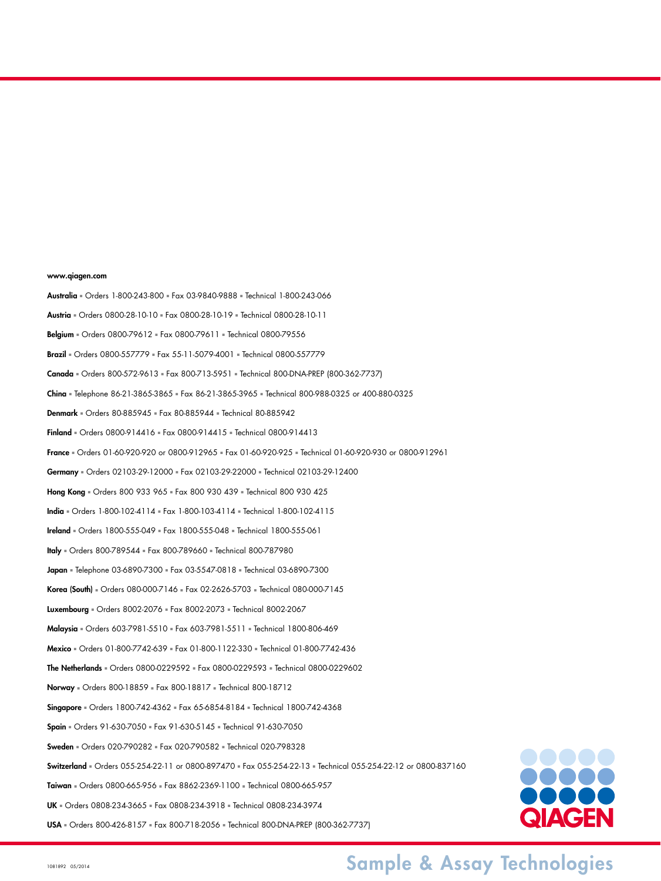www.qiagen.com

**Australia** ▪ Orders 1-800-243-800 ▪ Fax 03-9840-9888 ▪ Technical 1-800-243-066

**Austria** ▪ Orders 0800-28-10-10 ▪ Fax 0800-28-10-19 ▪ Technical 0800-28-10-11

**Belgium** ▪ Orders 0800-79612 ▪ Fax 0800-79611 ▪ Technical 0800-79556

**Brazil** ▪ Orders 0800-557779 ▪ Fax 55-11-5079-4001 ▪ Technical 0800-557779

**Canada** ▪ Orders 800-572-9613 ▪ Fax 800-713-5951 ▪ Technical 800-DNA-PREP (800-362-7737)

**China** ▪ Telephone 86-21-3865-3865 ▪ Fax 86-21-3865-3965 ▪ Technical 800-988-0325 or 400-880-0325

**Denmark** ▪ Orders 80-885945 ▪ Fax 80-885944 ▪ Technical 80-885942

**Finland** ▪ Orders 0800-914416 ▪ Fax 0800-914415 ▪ Technical 0800-914413

**France** ▪ Orders 01-60-920-920 or 0800-912965 ▪ Fax 01-60-920-925 ▪ Technical 01-60-920-930 or 0800-912961

**Germany** ▪ Orders 02103-29-12000 ▪ Fax 02103-29-22000 ▪ Technical 02103-29-12400

**Hong Kong** ▪ Orders 800 933 965 ▪ Fax 800 930 439 ▪ Technical 800 930 425

**India** ▪ Orders 1-800-102-4114 ▪ Fax 1-800-103-4114 ▪ Technical 1-800-102-4115

**Ireland** ▪ Orders 1800-555-049 ▪ Fax 1800-555-048 ▪ Technical 1800-555-061

**Italy** ▪ Orders 800-789544 ▪ Fax 800-789660 ▪ Technical 800-787980

**Japan** ▪ Telephone 03-6890-7300 ▪ Fax 03-5547-0818 ▪ Technical 03-6890-7300

**Korea (South)** ▪ Orders 080-000-7146 ▪ Fax 02-2626-5703 ▪ Technical 080-000-7145

**Luxembourg** ▪ Orders 8002-2076 ▪ Fax 8002-2073 ▪ Technical 8002-2067

**Malaysia** ▪ Orders 603-7981-5510 ▪ Fax 603-7981-5511 ▪ Technical 1800-806-469

**Mexico** ▪ Orders 01-800-7742-639 ▪ Fax 01-800-1122-330 ▪ Technical 01-800-7742-436

**The Netherlands** ▪ Orders 0800-0229592 ▪ Fax 0800-0229593 ▪ Technical 0800-0229602

**Norway** ▪ Orders 800-18859 ▪ Fax 800-18817 ▪ Technical 800-18712

**Singapore** ▪ Orders 1800-742-4362 ▪ Fax 65-6854-8184 ▪ Technical 1800-742-4368

**Spain** ▪ Orders 91-630-7050 ▪ Fax 91-630-5145 ▪ Technical 91-630-7050

**Sweden** ▪ Orders 020-790282 ▪ Fax 020-790582 ▪ Technical 020-798328

**Switzerland** ▪ Orders 055-254-22-11 or 0800-897470 ▪ Fax 055-254-22-13 ▪ Technical 055-254-22-12 or 0800-837160

**Taiwan** ▪ Orders 0800-665-956 ▪ Fax 8862-2369-1100 ▪ Technical 0800-665-957

**UK** ▪ Orders 0808-234-3665 ▪ Fax 0808-234-3918 ▪ Technical 0808-234-3974

**USA** ▪ Orders 800-426-8157 ▪ Fax 800-718-2056 ▪ Technical 800-DNA-PREP (800-362-7737)

QIAGEN

1081892 05/2014

Sample & Assay Technologies